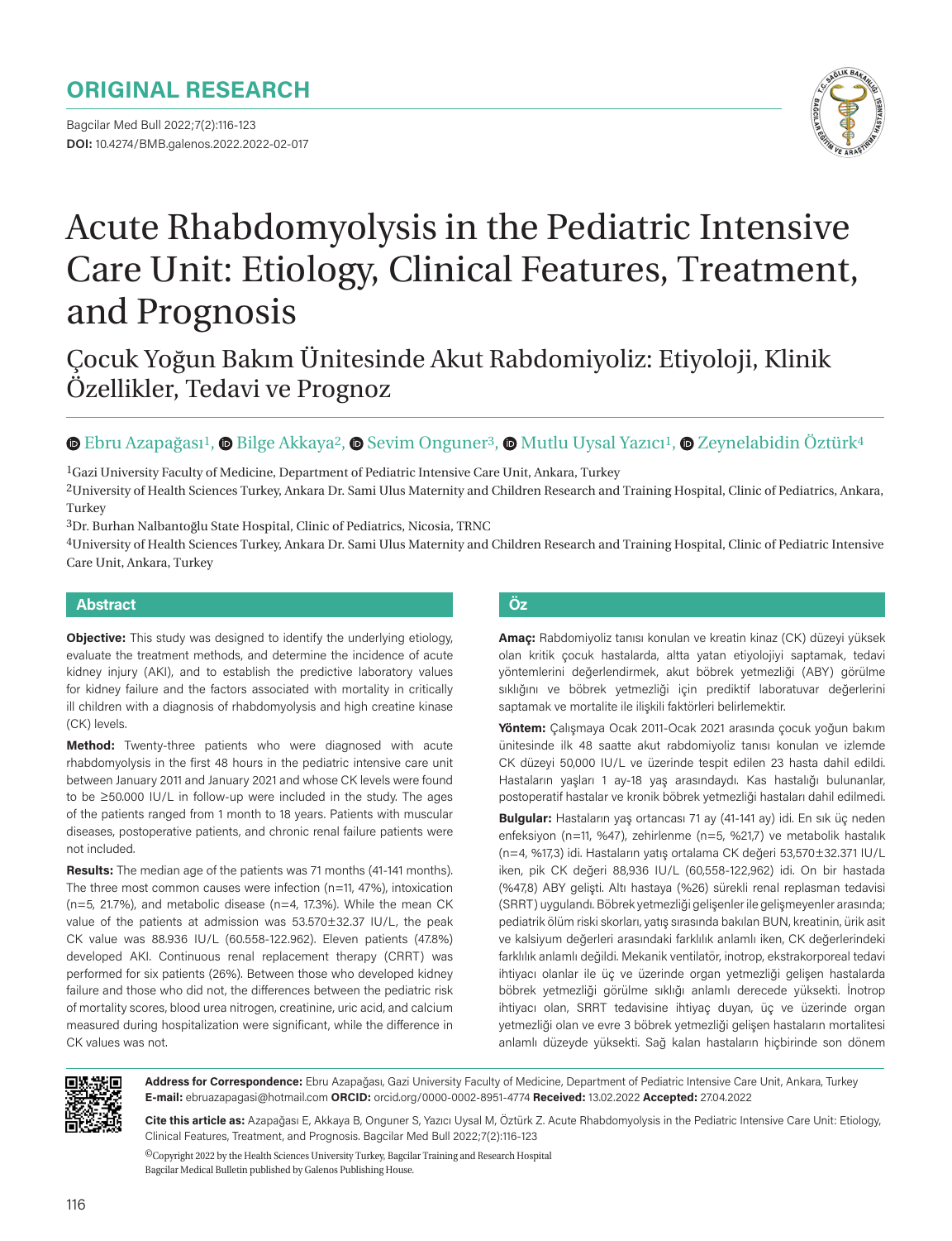## ORIGINAL RESEARCH

DOI: 10.4274/BMB.galenos.2022.2022-02-017

# Acute Rhabdomyolysis in the Pediatric Intensive Care Unit: Etiology, Clinical Features, Treatment, and Prognosis

## Çocuk Yoğun Bakım Ünitesinde Akut Rabdomiyoliz: Etiyoloji, Klinik Özellikler, Tedavi ve Prognoz

Ebru Azapağası[1], Bilge Akkaya[2], Sevim Onguner[3], Mutlu Uysal Yazıcı[1], Zeynelabidin Öztürk[4]

[1]Gazi University Faculty of Medicine, Department of Pediatric Intensive Care Unit, Ankara, Turkey

[2]University of Health Sciences Turkey, Ankara Dr. Sami Ulus Maternity and Children Research and Training Hospital, Clinic of Pediatrics, Ankara, Turkey

[3]Dr. Burhan Nalbantoğlu State Hospital, Clinic of Pediatrics, Nicosia, TRNC

[4]University of Health Sciences Turkey, Ankara Dr. Sami Ulus Maternity and Children Research and Training Hospital, Clinic of Pediatric Intensive Care Unit, Ankara, Turkey

### Abstract

**Objective:** This study was designed to identify the underlying etiology, evaluate the treatment methods, and determine the incidence of acute kidney injury (AKI), and to establish the predictive laboratory values for kidney failure and the factors associated with mortality in critically ill children with a diagnosis of rhabdomyolysis and high creatine kinase (CK) levels.

**Method:** Twenty-three patients who were diagnosed with acute rhabdomyolysis in the first 48 hours in the pediatric intensive care unit between January 2011 and January 2021 and whose CK levels were found to be ≥50.000 IU/L in follow-up were included in the study. The ages of the patients ranged from 1 month to 18 years. Patients with muscular diseases, postoperative patients, and chronic renal failure patients were not included.

**Results:** The median age of the patients was 71 months (41-141 months). The three most common causes were infection (n=11, 47%), intoxication (n=5, 21.7%), and metabolic disease (n=4, 17.3%). While the mean CK value of the patients at admission was 53.570±32.37 IU/L, the peak CK value was 88.936 IU/L (60.558-122.962). Eleven patients (47.8%) developed AKI. Continuous renal replacement therapy (CRRT) was performed for six patients (26%). Between those who developed kidney failure and those who did not, the differences between the pediatric risk of mortality scores, blood urea nitrogen, creatinine, uric acid, and calcium measured during hospitalization were significant, while the difference in CK values was not.

### Öz

**Amaç:** Rabdomiyoliz tanısı konulan ve kreatin kinaz (CK) düzeyi yüksek olan kritik çocuk hastalarda, altta yatan etiyolojiyi saptamak, tedavi yöntemlerini değerlendirmek, akut böbrek yetmezliği (ABY) görülme sıklığını ve böbrek yetmezliği için prediktif laboratuvar değerlerini saptamak ve mortalite ile ilişkili faktörleri belirlemektir.

**Yöntem:** Çalışmaya Ocak 2011-Ocak 2021 arasında çocuk yoğun bakım ünitesinde ilk 48 saatte akut rabdomiyoliz tanısı konulan ve izlemde CK düzeyi 50,000 IU/L ve üzerinde tespit edilen 23 hasta dahil edildi. Hastaların yaşları 1 ay-18 yaş arasındaydı. Kas hastalığı bulunanlar, postoperatif hastalar ve kronik böbrek yetmezliği hastaları dahil edilmedi.

**Bulgular:** Hastaların yaş ortancası 71 ay (41-141 ay) idi. En sık üç neden enfeksiyon (n=11, %47), zehirlenme (n=5, %21,7) ve metabolik hastalık (n=4, %17,3) idi. Hastaların yatış ortalama CK değeri 53,570±32.371 IU/L iken, pik CK değeri 88,936 IU/L (60,558-122,962) idi. On bir hastada (%47,8) ABY gelişti. Altı hastaya (%26) sürekli renal replasman tedavisi (SRRT) uygulandı. Böbrek yetmezliği gelişenler ile gelişmeyenler arasında; pediatrik ölüm riski skorları, yatış sırasında bakılan BUN, kreatinin, ürik asit ve kalsiyum değerleri arasındaki farklılık anlamlı iken, CK değerlerindeki farklılık anlamlı değildi. Mekanik ventilatör, inotrop, ekstrakorporeal tedavi ihtiyacı olanlar ile üç ve üzerinde organ yetmezliği gelişen hastalarda böbrek yetmezliği görülme sıklığı anlamlı derecede yüksekti. İnotrop ihtiyacı olan, SRRT tedavisine ihtiyaç duyan, üç ve üzerinde organ yetmezliği olan ve evre 3 böbrek yetmezliği gelişen hastaların mortalitesi anlamlı düzeyde yüksekti. Sağ kalan hastaların hiçbirinde son dönem

**Address for Correspondence:** Ebru Azapağası, Gazi University Faculty of Medicine, Department of Pediatric Intensive Care Unit, Ankara, Turkey
**E-mail:** ebruazapagasi@hotmail.com **ORCID:** orcid.org/0000-0002-8951-4774 **Received:** 13.02.2022 **Accepted:** 27.04.2022

**Cite this article as:** Azapağası E, Akkaya B, Onguner S, Yazıcı Uysal M, Öztürk Z. Acute Rhabdomyolysis in the Pediatric Intensive Care Unit: Etiology, Clinical Features, Treatment, and Prognosis. Bagcilar Med Bull 2022;7(2):116-123

©Copyright 2022 by the Health Sciences University Turkey, Bagcilar Training and Research Hospital
Bagcilar Medical Bulletin published by Galenos Publishing House.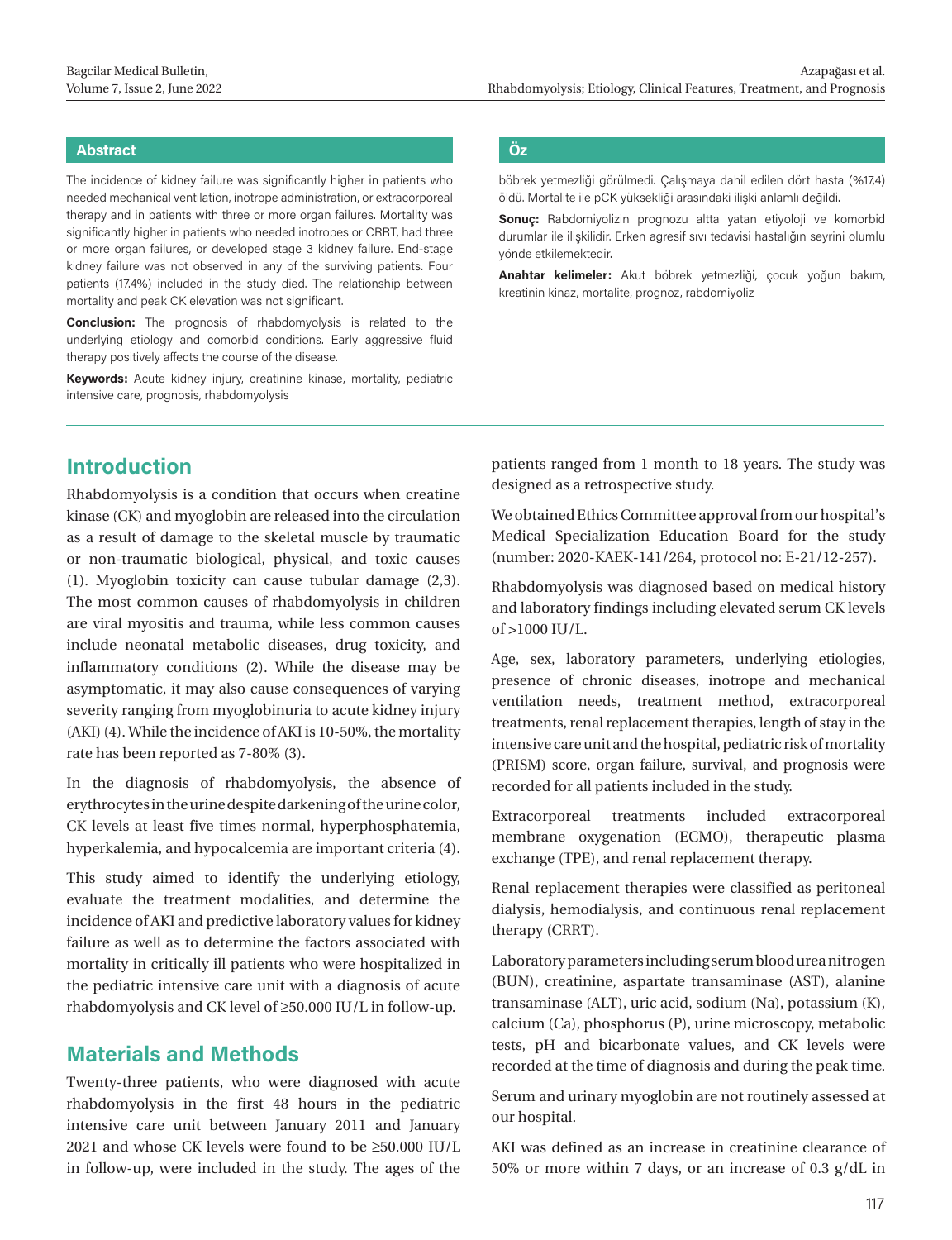## Abstract

The incidence of kidney failure was significantly higher in patients who needed mechanical ventilation, inotrope administration, or extracorporeal therapy and in patients with three or more organ failures. Mortality was significantly higher in patients who needed inotropes or CRRT, had three or more organ failures, or developed stage 3 kidney failure. End-stage kidney failure was not observed in any of the surviving patients. Four patients (17.4%) included in the study died. The relationship between mortality and peak CK elevation was not significant.

**Conclusion:** The prognosis of rhabdomyolysis is related to the underlying etiology and comorbid conditions. Early aggressive fluid therapy positively affects the course of the disease.

**Keywords:** Acute kidney injury, creatinine kinase, mortality, pediatric intensive care, prognosis, rhabdomyolysis

## Öz

böbrek yetmezliği görülmedi. Çalışmaya dahil edilen dört hasta (%17,4) öldü. Mortalite ile pCK yüksekliği arasındaki ilişki anlamlı değildi.

**Sonuç:** Rabdomiyolizin prognozu altta yatan etiyoloji ve komorbid durumlar ile ilişkilidir. Erken agresif sıvı tedavisi hastalığın seyrini olumlu yönde etkilemektedir.

**Anahtar kelimeler:** Akut böbrek yetmezliği, çocuk yoğun bakım, kreatinin kinaz, mortalite, prognoz, rabdomiyoliz

## Introduction

Rhabdomyolysis is a condition that occurs when creatine kinase (CK) and myoglobin are released into the circulation as a result of damage to the skeletal muscle by traumatic or non-traumatic biological, physical, and toxic causes (1). Myoglobin toxicity can cause tubular damage (2,3). The most common causes of rhabdomyolysis in children are viral myositis and trauma, while less common causes include neonatal metabolic diseases, drug toxicity, and inflammatory conditions (2). While the disease may be asymptomatic, it may also cause consequences of varying severity ranging from myoglobinuria to acute kidney injury (AKI) (4). While the incidence of AKI is 10-50%, the mortality rate has been reported as 7-80% (3).

In the diagnosis of rhabdomyolysis, the absence of erythrocytes in the urine despite darkening of the urine color, CK levels at least five times normal, hyperphosphatemia, hyperkalemia, and hypocalcemia are important criteria (4).

This study aimed to identify the underlying etiology, evaluate the treatment modalities, and determine the incidence of AKI and predictive laboratory values for kidney failure as well as to determine the factors associated with mortality in critically ill patients who were hospitalized in the pediatric intensive care unit with a diagnosis of acute rhabdomyolysis and CK level of ≥50.000 IU/L in follow-up.

## Materials and Methods

Twenty-three patients, who were diagnosed with acute rhabdomyolysis in the first 48 hours in the pediatric intensive care unit between January 2011 and January 2021 and whose CK levels were found to be ≥50.000 IU/L in follow-up, were included in the study. The ages of the patients ranged from 1 month to 18 years. The study was designed as a retrospective study.

We obtained Ethics Committee approval from our hospital's Medical Specialization Education Board for the study (number: 2020-KAEK-141/264, protocol no: E-21/12-257).

Rhabdomyolysis was diagnosed based on medical history and laboratory findings including elevated serum CK levels of >1000 IU/L.

Age, sex, laboratory parameters, underlying etiologies, presence of chronic diseases, inotrope and mechanical ventilation needs, treatment method, extracorporeal treatments, renal replacement therapies, length of stay in the intensive care unit and the hospital, pediatric risk of mortality (PRISM) score, organ failure, survival, and prognosis were recorded for all patients included in the study.

Extracorporeal treatments included extracorporeal membrane oxygenation (ECMO), therapeutic plasma exchange (TPE), and renal replacement therapy.

Renal replacement therapies were classified as peritoneal dialysis, hemodialysis, and continuous renal replacement therapy (CRRT).

Laboratory parameters including serum blood urea nitrogen (BUN), creatinine, aspartate transaminase (AST), alanine transaminase (ALT), uric acid, sodium (Na), potassium (K), calcium (Ca), phosphorus (P), urine microscopy, metabolic tests, pH and bicarbonate values, and CK levels were recorded at the time of diagnosis and during the peak time.

Serum and urinary myoglobin are not routinely assessed at our hospital.

AKI was defined as an increase in creatinine clearance of 50% or more within 7 days, or an increase of 0.3 g/dL in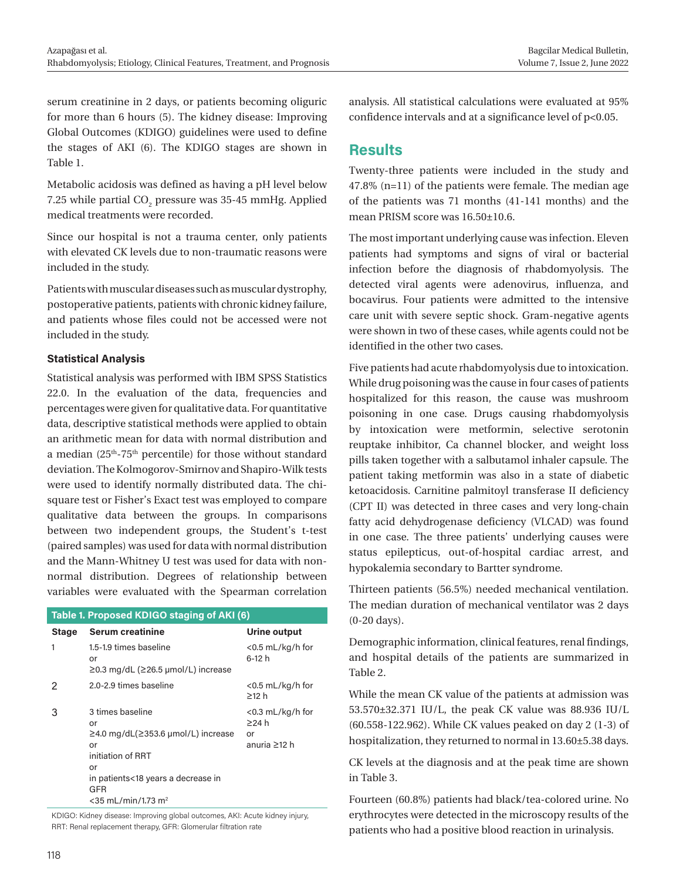serum creatinine in 2 days, or patients becoming oliguric for more than 6 hours (5). The kidney disease: Improving Global Outcomes (KDIGO) guidelines were used to define the stages of AKI (6). The KDIGO stages are shown in Table 1.

Metabolic acidosis was defined as having a pH level below 7.25 while partial $CO_2$ pressure was 35-45 mmHg. Applied medical treatments were recorded.

Since our hospital is not a trauma center, only patients with elevated CK levels due to non-traumatic reasons were included in the study.

Patients with muscular diseases such as muscular dystrophy, postoperative patients, patients with chronic kidney failure, and patients whose files could not be accessed were not included in the study.

### Statistical Analysis

Statistical analysis was performed with IBM SPSS Statistics 22.0. In the evaluation of the data, frequencies and percentages were given for qualitative data. For quantitative data, descriptive statistical methods were applied to obtain an arithmetic mean for data with normal distribution and a median (25th-75th percentile) for those without standard deviation. The Kolmogorov-Smirnov and Shapiro-Wilk tests were used to identify normally distributed data. The chi-square test or Fisher's Exact test was employed to compare qualitative data between the groups. In comparisons between two independent groups, the Student's t-test (paired samples) was used for data with normal distribution and the Mann-Whitney U test was used for data with non-normal distribution. Degrees of relationship between variables were evaluated with the Spearman correlation analysis. All statistical calculations were evaluated at 95% confidence intervals and at a significance level of $p<0.05$.

**Table 1. Proposed KDIGO staging of AKI (6)**

| Stage | Serum creatinine | Urine output |
| --- | --- | --- |
| 1 | 1.5-1.9 times baseline or ≥0.3 mg/dL (≥26.5 μmol/L) increase | <0.5 mL/kg/h for 6-12 h |
| 2 | 2.0-2.9 times baseline | <0.5 mL/kg/h for ≥12 h |
| 3 | 3 times baseline or ≥4.0 mg/dL(≥353.6 μmol/L) increase or initiation of RRT or in patients<18 years a decrease in GFR <35 mL/min/1.73 m² | <0.3 mL/kg/h for ≥24 h or anuria ≥12 h |

KDIGO: Kidney disease: Improving global outcomes, AKI: Acute kidney injury, RRT: Renal replacement therapy, GFR: Glomerular filtration rate

## Results

Twenty-three patients were included in the study and 47.8% (n=11) of the patients were female. The median age of the patients was 71 months (41-141 months) and the mean PRISM score was 16.50±10.6.

The most important underlying cause was infection. Eleven patients had symptoms and signs of viral or bacterial infection before the diagnosis of rhabdomyolysis. The detected viral agents were adenovirus, influenza, and bocavirus. Four patients were admitted to the intensive care unit with severe septic shock. Gram-negative agents were shown in two of these cases, while agents could not be identified in the other two cases.

Five patients had acute rhabdomyolysis due to intoxication. While drug poisoning was the cause in four cases of patients hospitalized for this reason, the cause was mushroom poisoning in one case. Drugs causing rhabdomyolysis by intoxication were metformin, selective serotonin reuptake inhibitor, Ca channel blocker, and weight loss pills taken together with a salbutamol inhaler capsule. The patient taking metformin was also in a state of diabetic ketoacidosis. Carnitine palmitoyl transferase II deficiency (CPT II) was detected in three cases and very long-chain fatty acid dehydrogenase deficiency (VLCAD) was found in one case. The three patients' underlying causes were status epilepticus, out-of-hospital cardiac arrest, and hypokalemia secondary to Bartter syndrome.

Thirteen patients (56.5%) needed mechanical ventilation. The median duration of mechanical ventilator was 2 days (0-20 days).

Demographic information, clinical features, renal findings, and hospital details of the patients are summarized in Table 2.

While the mean CK value of the patients at admission was 53.570±32.371 IU/L, the peak CK value was 88.936 IU/L (60.558-122.962). While CK values peaked on day 2 (1-3) of hospitalization, they returned to normal in 13.60±5.38 days.

CK levels at the diagnosis and at the peak time are shown in Table 3.

Fourteen (60.8%) patients had black/tea-colored urine. No erythrocytes were detected in the microscopy results of the patients who had a positive blood reaction in urinalysis.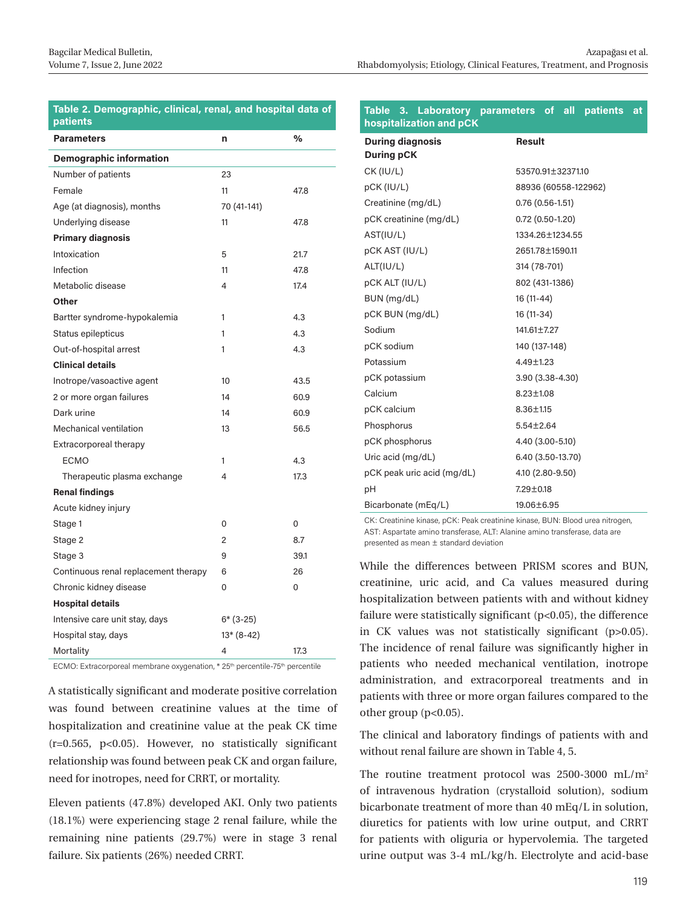**Table 2. Demographic, clinical, renal, and hospital data of patients**

| Parameters | n | % |
|---|---|---|
| **Demographic information** | | |
| Number of patients | 23 | |
| Female | 11 | 47.8 |
| Age (at diagnosis), months | 70 (41-141) | |
| Underlying disease | 11 | 47.8 |
| **Primary diagnosis** | | |
| Intoxication | 5 | 21.7 |
| Infection | 11 | 47.8 |
| Metabolic disease | 4 | 17.4 |
| **Other** | | |
| Bartter syndrome-hypokalemia | 1 | 4.3 |
| Status epilepticus | 1 | 4.3 |
| Out-of-hospital arrest | 1 | 4.3 |
| **Clinical details** | | |
| Inotrope/vasoactive agent | 10 | 43.5 |
| 2 or more organ failures | 14 | 60.9 |
| Dark urine | 14 | 60.9 |
| Mechanical ventilation | 13 | 56.5 |
| Extracorporeal therapy | | |
| ECMO | 1 | 4.3 |
| Therapeutic plasma exchange | 4 | 17.3 |
| **Renal findings** | | |
| Acute kidney injury | | |
| Stage 1 | 0 | 0 |
| Stage 2 | 2 | 8.7 |
| Stage 3 | 9 | 39.1 |
| Continuous renal replacement therapy | 6 | 26 |
| Chronic kidney disease | 0 | 0 |
| **Hospital details** | | |
| Intensive care unit stay, days | 6* (3-25) | |
| Hospital stay, days | 13* (8-42) | |
| Mortality | 4 | 17.3 |

ECMO: Extracorporeal membrane oxygenation, * 25th percentile-75th percentile

A statistically significant and moderate positive correlation was found between creatinine values at the time of hospitalization and creatinine value at the peak CK time (r=0.565, p<0.05). However, no statistically significant relationship was found between peak CK and organ failure, need for inotropes, need for CRRT, or mortality.

Eleven patients (47.8%) developed AKI. Only two patients (18.1%) were experiencing stage 2 renal failure, while the remaining nine patients (29.7%) were in stage 3 renal failure. Six patients (26%) needed CRRT.

**Table 3. Laboratory parameters of all patients at hospitalization and pCK**

| During diagnosis<br>During pCK | Result |
|---|---|
| CK (IU/L) | 53570.91±32371.10 |
| pCK (IU/L) | 88936 (60558-122962) |
| Creatinine (mg/dL) | 0.76 (0.56-1.51) |
| pCK creatinine (mg/dL) | 0.72 (0.50-1.20) |
| AST(IU/L) | 1334.26±1234.55 |
| pCK AST (IU/L) | 2651.78±1590.11 |
| ALT(IU/L) | 314 (78-701) |
| pCK ALT (IU/L) | 802 (431-1386) |
| BUN (mg/dL) | 16 (11-44) |
| pCK BUN (mg/dL) | 16 (11-34) |
| Sodium | 141.61±7.27 |
| pCK sodium | 140 (137-148) |
| Potassium | 4.49±1.23 |
| pCK potassium | 3.90 (3.38-4.30) |
| Calcium | 8.23±1.08 |
| pCK calcium | 8.36±1.15 |
| Phosphorus | 5.54±2.64 |
| pCK phosphorus | 4.40 (3.00-5.10) |
| Uric acid (mg/dL) | 6.40 (3.50-13.70) |
| pCK peak uric acid (mg/dL) | 4.10 (2.80-9.50) |
| pH | 7.29±0.18 |
| Bicarbonate (mEq/L) | 19.06±6.95 |

CK: Creatinine kinase, pCK: Peak creatinine kinase, BUN: Blood urea nitrogen, AST: Aspartate amino transferase, ALT: Alanine amino transferase, data are presented as mean ± standard deviation

While the differences between PRISM scores and BUN, creatinine, uric acid, and Ca values measured during hospitalization between patients with and without kidney failure were statistically significant (p<0.05), the difference in CK values was not statistically significant (p>0.05). The incidence of renal failure was significantly higher in patients who needed mechanical ventilation, inotrope administration, and extracorporeal treatments and in patients with three or more organ failures compared to the other group (p<0.05).

The clinical and laboratory findings of patients with and without renal failure are shown in Table 4, 5.

The routine treatment protocol was 2500-3000 mL/m$^2$ of intravenous hydration (crystalloid solution), sodium bicarbonate treatment of more than 40 mEq/L in solution, diuretics for patients with low urine output, and CRRT for patients with oliguria or hypervolemia. The targeted urine output was 3-4 mL/kg/h. Electrolyte and acid-base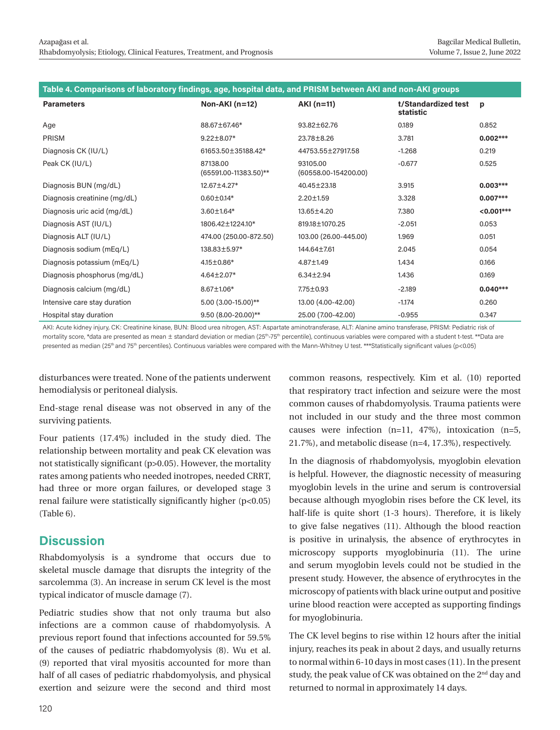**Table 4. Comparisons of laboratory findings, age, hospital data, and PRISM between AKI and non-AKI groups**

| Parameters | Non-AKI (n=12) | AKI (n=11) | t/Standardized test statistic | p |
|---|---|---|---|---|
| Age | 88.67±67.46* | 93.82±62.76 | 0.189 | 0.852 |
| PRISM | 9.22±8.07* | 23.78±8.26 | 3.781 | **0.002*** ** |
| Diagnosis CK (IU/L) | 61653.50±35188.42* | 44753.55±27917.58 | -1.268 | 0.219 |
| Peak CK (IU/L) | 87138.00 (65591.00-11383.50)** | 93105.00 (60558.00-154200.00) | -0.677 | 0.525 |
| Diagnosis BUN (mg/dL) | 12.67±4.27* | 40.45±23.18 | 3.915 | **0.003*** ** |
| Diagnosis creatinine (mg/dL) | 0.60±0.14* | 2.20±1.59 | 3.328 | **0.007*** ** |
| Diagnosis uric acid (mg/dL) | 3.60±1.64* | 13.65±4.20 | 7.380 | **<0.001*** ** |
| Diagnosis AST (IU/L) | 1806.42±1224.10* | 819.18±1070.25 | -2.051 | 0.053 |
| Diagnosis ALT (IU/L) | 474.00 (250.00-872.50) | 103.00 (26.00-445.00) | 1.969 | 0.051 |
| Diagnosis sodium (mEq/L) | 138.83±5.97* | 144.64±7.61 | 2.045 | 0.054 |
| Diagnosis potassium (mEq/L) | 4.15±0.86* | 4.87±1.49 | 1.434 | 0.166 |
| Diagnosis phosphorus (mg/dL) | 4.64±2.07* | 6.34±2.94 | 1.436 | 0.169 |
| Diagnosis calcium (mg/dL) | 8.67±1.06* | 7.75±0.93 | -2.189 | **0.040*** ** |
| Intensive care stay duration | 5.00 (3.00-15.00)** | 13.00 (4.00-42.00) | -1.174 | 0.260 |
| Hospital stay duration | 9.50 (8.00-20.00)** | 25.00 (7.00-42.00) | -0.955 | 0.347 |

AKI: Acute kidney injury, CK: Creatinine kinase, BUN: Blood urea nitrogen, AST: Aspartate aminotransferase, ALT: Alanine amino transferase, PRISM: Pediatric risk of mortality score, *data are presented as mean ± standard deviation or median (25th-75th percentile), continuous variables were compared with a student t-test. **Data are presented as median (25th and 75th percentiles). Continuous variables were compared with the Mann-Whitney U test. ***Statistically significant values ($p<0.05$)

disturbances were treated. None of the patients underwent hemodialysis or peritoneal dialysis.

End-stage renal disease was not observed in any of the surviving patients.

Four patients (17.4%) included in the study died. The relationship between mortality and peak CK elevation was not statistically significant ($p>0.05$). However, the mortality rates among patients who needed inotropes, needed CRRT, had three or more organ failures, or developed stage 3 renal failure were statistically significantly higher ($p<0.05$) (Table 6).

## Discussion

Rhabdomyolysis is a syndrome that occurs due to skeletal muscle damage that disrupts the integrity of the sarcolemma (3). An increase in serum CK level is the most typical indicator of muscle damage (7).

Pediatric studies show that not only trauma but also infections are a common cause of rhabdomyolysis. A previous report found that infections accounted for 59.5% of the causes of pediatric rhabdomyolysis (8). Wu et al. (9) reported that viral myositis accounted for more than half of all cases of pediatric rhabdomyolysis, and physical exertion and seizure were the second and third most common reasons, respectively. Kim et al. (10) reported that respiratory tract infection and seizure were the most common causes of rhabdomyolysis. Trauma patients were not included in our study and the three most common causes were infection (n=11, 47%), intoxication (n=5, 21.7%), and metabolic disease (n=4, 17.3%), respectively.

In the diagnosis of rhabdomyolysis, myoglobin elevation is helpful. However, the diagnostic necessity of measuring myoglobin levels in the urine and serum is controversial because although myoglobin rises before the CK level, its half-life is quite short (1-3 hours). Therefore, it is likely to give false negatives (11). Although the blood reaction is positive in urinalysis, the absence of erythrocytes in microscopy supports myoglobinuria (11). The urine and serum myoglobin levels could not be studied in the present study. However, the absence of erythrocytes in the microscopy of patients with black urine output and positive urine blood reaction were accepted as supporting findings for myoglobinuria.

The CK level begins to rise within 12 hours after the initial injury, reaches its peak in about 2 days, and usually returns to normal within 6-10 days in most cases (11). In the present study, the peak value of CK was obtained on the 2nd day and returned to normal in approximately 14 days.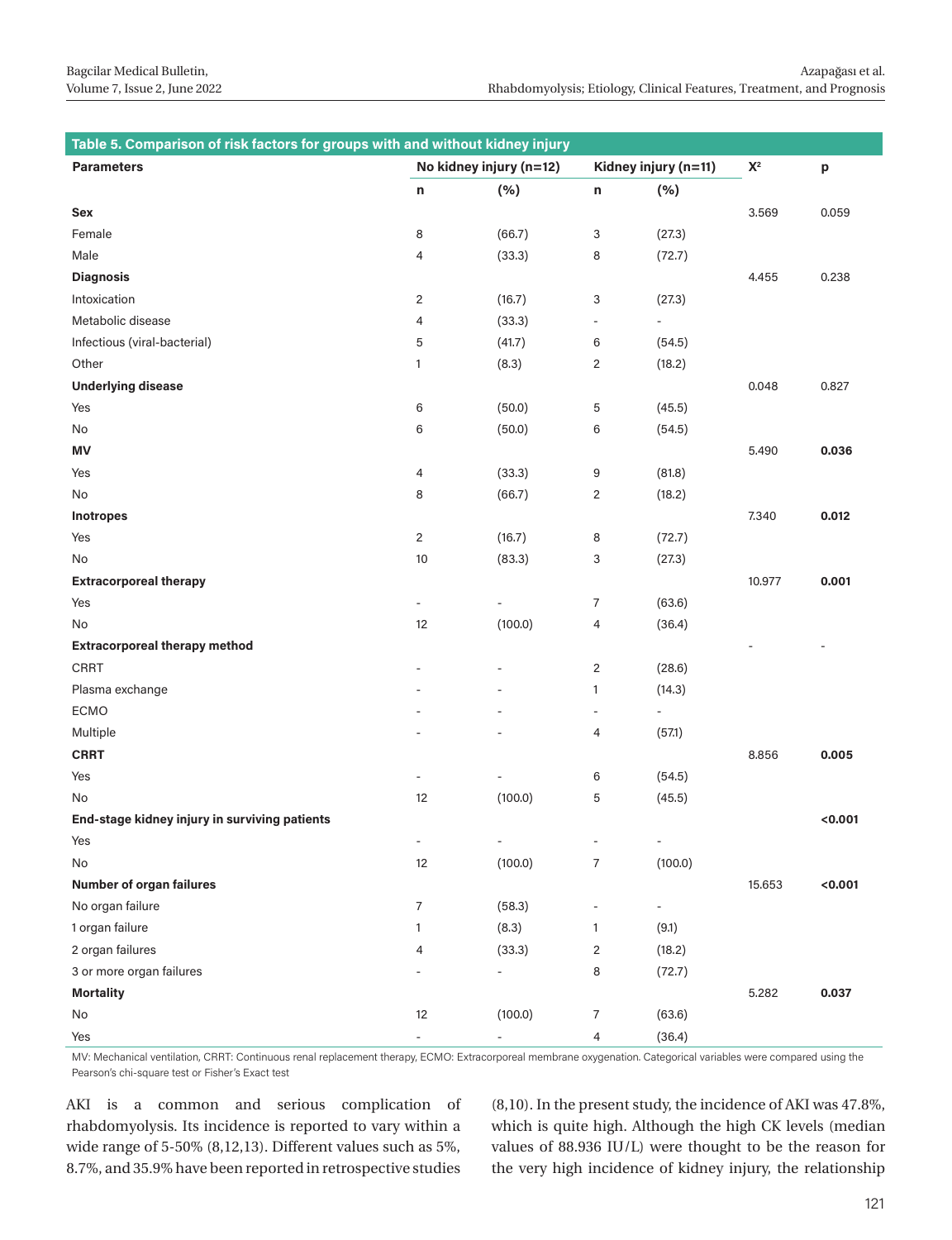**Table 5. Comparison of risk factors for groups with and without kidney injury**

| Parameters | No kidney injury (n=12) | | Kidney injury (n=11) | | $X^2$ | p |
|---|---|---|---|---|---|---|
| | n | (%) | n | (%) | | |
| **Sex** | | | | | 3.569 | 0.059 |
| Female | 8 | (66.7) | 3 | (27.3) | | |
| Male | 4 | (33.3) | 8 | (72.7) | | |
| **Diagnosis** | | | | | 4.455 | 0.238 |
| Intoxication | 2 | (16.7) | 3 | (27.3) | | |
| Metabolic disease | 4 | (33.3) | - | - | | |
| Infectious (viral-bacterial) | 5 | (41.7) | 6 | (54.5) | | |
| Other | 1 | (8.3) | 2 | (18.2) | | |
| **Underlying disease** | | | | | 0.048 | 0.827 |
| Yes | 6 | (50.0) | 5 | (45.5) | | |
| No | 6 | (50.0) | 6 | (54.5) | | |
| **MV** | | | | | 5.490 | **0.036** |
| Yes | 4 | (33.3) | 9 | (81.8) | | |
| No | 8 | (66.7) | 2 | (18.2) | | |
| **Inotropes** | | | | | 7.340 | **0.012** |
| Yes | 2 | (16.7) | 8 | (72.7) | | |
| No | 10 | (83.3) | 3 | (27.3) | | |
| **Extracorporeal therapy** | | | | | 10.977 | **0.001** |
| Yes | - | - | 7 | (63.6) | | |
| No | 12 | (100.0) | 4 | (36.4) | | |
| **Extracorporeal therapy method** | | | | | - | - |
| CRRT | - | - | 2 | (28.6) | | |
| Plasma exchange | - | - | 1 | (14.3) | | |
| ECMO | - | - | - | - | | |
| Multiple | - | - | 4 | (57.1) | | |
| **CRRT** | | | | | 8.856 | **0.005** |
| Yes | - | - | 6 | (54.5) | | |
| No | 12 | (100.0) | 5 | (45.5) | | |
| **End-stage kidney injury in surviving patients** | | | | | | **<0.001** |
| Yes | - | - | - | - | | |
| No | 12 | (100.0) | 7 | (100.0) | | |
| **Number of organ failures** | | | | | 15.653 | **<0.001** |
| No organ failure | 7 | (58.3) | - | - | | |
| 1 organ failure | 1 | (8.3) | 1 | (9.1) | | |
| 2 organ failures | 4 | (33.3) | 2 | (18.2) | | |
| 3 or more organ failures | - | - | 8 | (72.7) | | |
| **Mortality** | | | | | 5.282 | **0.037** |
| No | 12 | (100.0) | 7 | (63.6) | | |
| Yes | - | - | 4 | (36.4) | | |

MV: Mechanical ventilation, CRRT: Continuous renal replacement therapy, ECMO: Extracorporeal membrane oxygenation. Categorical variables were compared using the Pearson's chi-square test or Fisher's Exact test

AKI is a common and serious complication of rhabdomyolysis. Its incidence is reported to vary within a wide range of 5-50% (8,12,13). Different values such as 5%, 8.7%, and 35.9% have been reported in retrospective studies (8,10). In the present study, the incidence of AKI was 47.8%, which is quite high. Although the high CK levels (median values of 88.936 IU/L) were thought to be the reason for the very high incidence of kidney injury, the relationship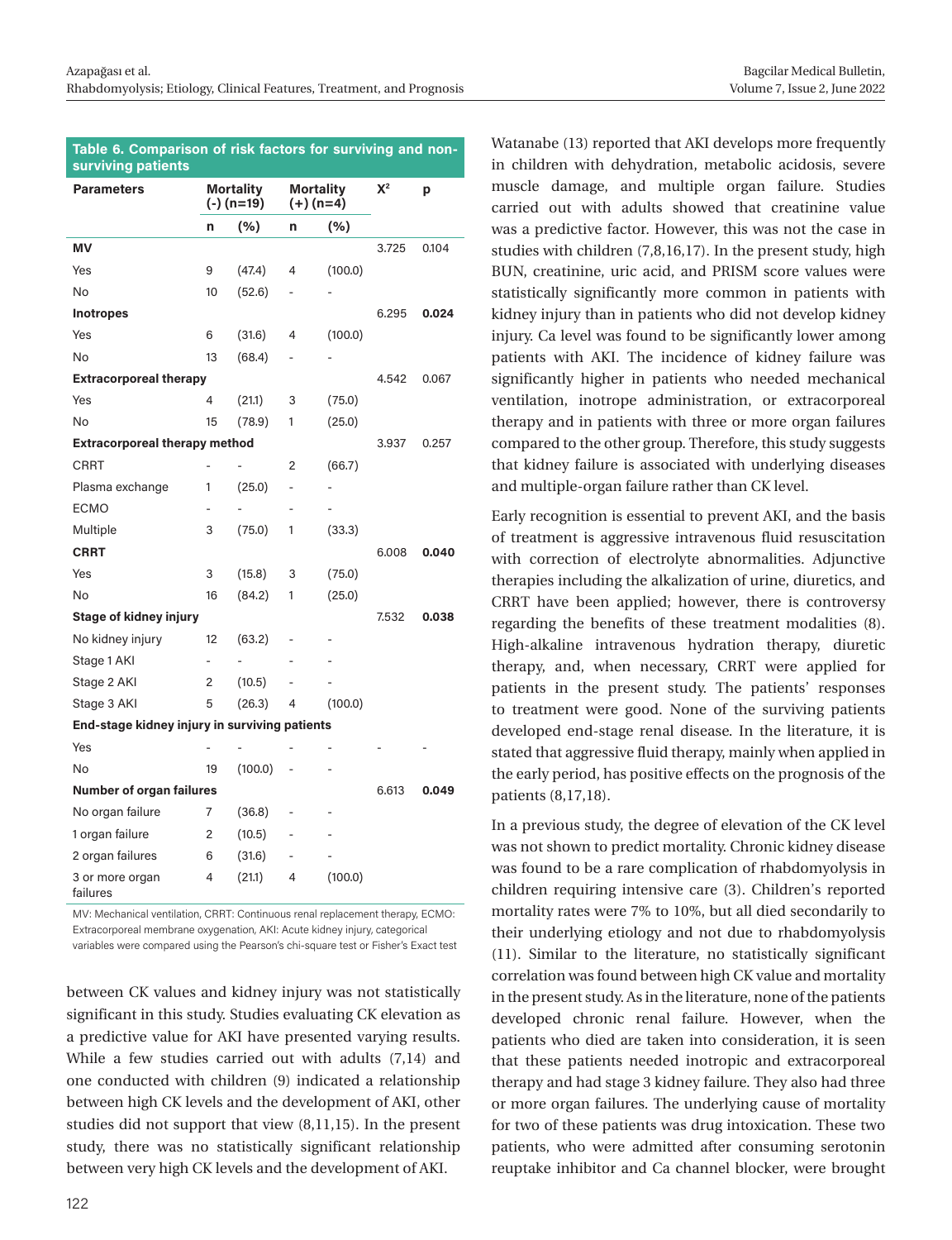**Table 6. Comparison of risk factors for surviving and non-surviving patients**

| Parameters | Mortality (-) (n=19) | | Mortality (+) (n=4) | | $X^2$ | p |
|---|---|---|---|---|---|---|
| | n | (%) | n | (%) | | |
| **MV** | | | | | 3.725 | 0.104 |
| Yes | 9 | (47.4) | 4 | (100.0) | | |
| No | 10 | (52.6) | - | - | | |
| **Inotropes** | | | | | 6.295 | **0.024** |
| Yes | 6 | (31.6) | 4 | (100.0) | | |
| No | 13 | (68.4) | - | - | | |
| **Extracorporeal therapy** | | | | | 4.542 | 0.067 |
| Yes | 4 | (21.1) | 3 | (75.0) | | |
| No | 15 | (78.9) | 1 | (25.0) | | |
| **Extracorporeal therapy method** | | | | | 3.937 | 0.257 |
| CRRT | - | - | 2 | (66.7) | | |
| Plasma exchange | 1 | (25.0) | - | - | | |
| ECMO | - | - | - | - | | |
| Multiple | 3 | (75.0) | 1 | (33.3) | | |
| **CRRT** | | | | | 6.008 | **0.040** |
| Yes | 3 | (15.8) | 3 | (75.0) | | |
| No | 16 | (84.2) | 1 | (25.0) | | |
| **Stage of kidney injury** | | | | | 7.532 | **0.038** |
| No kidney injury | 12 | (63.2) | - | - | | |
| Stage 1 AKI | - | - | - | - | | |
| Stage 2 AKI | 2 | (10.5) | - | - | | |
| Stage 3 AKI | 5 | (26.3) | 4 | (100.0) | | |
| **End-stage kidney injury in surviving patients** | | | | | | |
| Yes | - | - | - | - | - | - |
| No | 19 | (100.0) | - | - | | |
| **Number of organ failures** | | | | | 6.613 | **0.049** |
| No organ failure | 7 | (36.8) | - | - | | |
| 1 organ failure | 2 | (10.5) | - | - | | |
| 2 organ failures | 6 | (31.6) | - | - | | |
| 3 or more organ failures | 4 | (21.1) | 4 | (100.0) | | |

MV: Mechanical ventilation, CRRT: Continuous renal replacement therapy, ECMO: Extracorporeal membrane oxygenation, AKI: Acute kidney injury, categorical variables were compared using the Pearson's chi-square test or Fisher's Exact test

between CK values and kidney injury was not statistically significant in this study. Studies evaluating CK elevation as a predictive value for AKI have presented varying results. While a few studies carried out with adults (7,14) and one conducted with children (9) indicated a relationship between high CK levels and the development of AKI, other studies did not support that view (8,11,15). In the present study, there was no statistically significant relationship between very high CK levels and the development of AKI.

Watanabe (13) reported that AKI develops more frequently in children with dehydration, metabolic acidosis, severe muscle damage, and multiple organ failure. Studies carried out with adults showed that creatinine value was a predictive factor. However, this was not the case in studies with children (7,8,16,17). In the present study, high BUN, creatinine, uric acid, and PRISM score values were statistically significantly more common in patients with kidney injury than in patients who did not develop kidney injury. Ca level was found to be significantly lower among patients with AKI. The incidence of kidney failure was significantly higher in patients who needed mechanical ventilation, inotrope administration, or extracorporeal therapy and in patients with three or more organ failures compared to the other group. Therefore, this study suggests that kidney failure is associated with underlying diseases and multiple-organ failure rather than CK level.

Early recognition is essential to prevent AKI, and the basis of treatment is aggressive intravenous fluid resuscitation with correction of electrolyte abnormalities. Adjunctive therapies including the alkalization of urine, diuretics, and CRRT have been applied; however, there is controversy regarding the benefits of these treatment modalities (8). High-alkaline intravenous hydration therapy, diuretic therapy, and, when necessary, CRRT were applied for patients in the present study. The patients' responses to treatment were good. None of the surviving patients developed end-stage renal disease. In the literature, it is stated that aggressive fluid therapy, mainly when applied in the early period, has positive effects on the prognosis of the patients (8,17,18).

In a previous study, the degree of elevation of the CK level was not shown to predict mortality. Chronic kidney disease was found to be a rare complication of rhabdomyolysis in children requiring intensive care (3). Children's reported mortality rates were 7% to 10%, but all died secondarily to their underlying etiology and not due to rhabdomyolysis (11). Similar to the literature, no statistically significant correlation was found between high CK value and mortality in the present study. As in the literature, none of the patients developed chronic renal failure. However, when the patients who died are taken into consideration, it is seen that these patients needed inotropic and extracorporeal therapy and had stage 3 kidney failure. They also had three or more organ failures. The underlying cause of mortality for two of these patients was drug intoxication. These two patients, who were admitted after consuming serotonin reuptake inhibitor and Ca channel blocker, were brought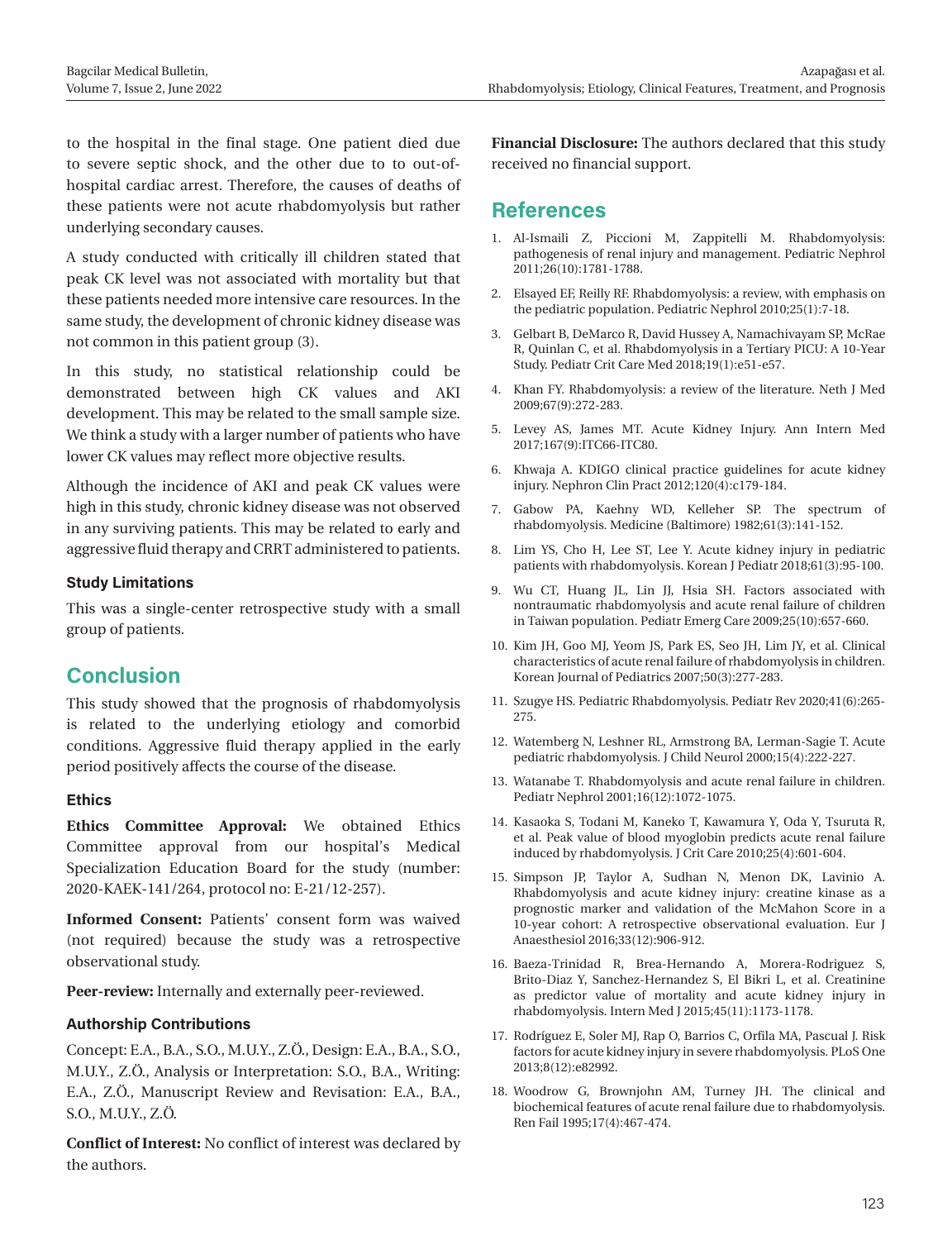to the hospital in the final stage. One patient died due to severe septic shock, and the other due to to out-of-hospital cardiac arrest. Therefore, the causes of deaths of these patients were not acute rhabdomyolysis but rather underlying secondary causes.

A study conducted with critically ill children stated that peak CK level was not associated with mortality but that these patients needed more intensive care resources. In the same study, the development of chronic kidney disease was not common in this patient group (3).

In this study, no statistical relationship could be demonstrated between high CK values and AKI development. This may be related to the small sample size. We think a study with a larger number of patients who have lower CK values may reflect more objective results.

Although the incidence of AKI and peak CK values were high in this study, chronic kidney disease was not observed in any surviving patients. This may be related to early and aggressive fluid therapy and CRRT administered to patients.

### Study Limitations

This was a single-center retrospective study with a small group of patients.

## Conclusion

This study showed that the prognosis of rhabdomyolysis is related to the underlying etiology and comorbid conditions. Aggressive fluid therapy applied in the early period positively affects the course of the disease.

### Ethics

**Ethics Committee Approval:** We obtained Ethics Committee approval from our hospital's Medical Specialization Education Board for the study (number: 2020-KAEK-141/264, protocol no: E-21/12-257).

**Informed Consent:** Patients' consent form was waived (not required) because the study was a retrospective observational study.

**Peer-review:** Internally and externally peer-reviewed.

### Authorship Contributions

Concept: E.A., B.A., S.O., M.U.Y., Z.Ö., Design: E.A., B.A., S.O., M.U.Y., Z.Ö., Analysis or Interpretation: S.O., B.A., Writing: E.A., Z.Ö., Manuscript Review and Revisation: E.A., B.A., S.O., M.U.Y., Z.Ö.

**Conflict of Interest:** No conflict of interest was declared by the authors.

**Financial Disclosure:** The authors declared that this study received no financial support.

## References

1. Al-Ismaili Z, Piccioni M, Zappitelli M. Rhabdomyolysis: pathogenesis of renal injury and management. Pediatric Nephrol 2011;26(10):1781-1788.
2. Elsayed EF, Reilly RF. Rhabdomyolysis: a review, with emphasis on the pediatric population. Pediatric Nephrol 2010;25(1):7-18.
3. Gelbart B, DeMarco R, David Hussey A, Namachivayam SP, McRae R, Quinlan C, et al. Rhabdomyolysis in a Tertiary PICU: A 10-Year Study. Pediatr Crit Care Med 2018;19(1):e51-e57.
4. Khan FY. Rhabdomyolysis: a review of the literature. Neth J Med 2009;67(9):272-283.
5. Levey AS, James MT. Acute Kidney Injury. Ann Intern Med 2017;167(9):ITC66-ITC80.
6. Khwaja A. KDIGO clinical practice guidelines for acute kidney injury. Nephron Clin Pract 2012;120(4):c179-184.
7. Gabow PA, Kaehny WD, Kelleher SP. The spectrum of rhabdomyolysis. Medicine (Baltimore) 1982;61(3):141-152.
8. Lim YS, Cho H, Lee ST, Lee Y. Acute kidney injury in pediatric patients with rhabdomyolysis. Korean J Pediatr 2018;61(3):95-100.
9. Wu CT, Huang JL, Lin JJ, Hsia SH. Factors associated with nontraumatic rhabdomyolysis and acute renal failure of children in Taiwan population. Pediatr Emerg Care 2009;25(10):657-660.
10. Kim JH, Goo MJ, Yeom JS, Park ES, Seo JH, Lim JY, et al. Clinical characteristics of acute renal failure of rhabdomyolysis in children. Korean Journal of Pediatrics 2007;50(3):277-283.
11. Szugye HS. Pediatric Rhabdomyolysis. Pediatr Rev 2020;41(6):265-275.
12. Watemberg N, Leshner RL, Armstrong BA, Lerman-Sagie T. Acute pediatric rhabdomyolysis. J Child Neurol 2000;15(4):222-227.
13. Watanabe T. Rhabdomyolysis and acute renal failure in children. Pediatr Nephrol 2001;16(12):1072-1075.
14. Kasaoka S, Todani M, Kaneko T, Kawamura Y, Oda Y, Tsuruta R, et al. Peak value of blood myoglobin predicts acute renal failure induced by rhabdomyolysis. J Crit Care 2010;25(4):601-604.
15. Simpson JP, Taylor A, Sudhan N, Menon DK, Lavinio A. Rhabdomyolysis and acute kidney injury: creatine kinase as a prognostic marker and validation of the McMahon Score in a 10-year cohort: A retrospective observational evaluation. Eur J Anaesthesiol 2016;33(12):906-912.
16. Baeza-Trinidad R, Brea-Hernando A, Morera-Rodriguez S, Brito-Diaz Y, Sanchez-Hernandez S, El Bikri L, et al. Creatinine as predictor value of mortality and acute kidney injury in rhabdomyolysis. Intern Med J 2015;45(11):1173-1178.
17. Rodríguez E, Soler MJ, Rap O, Barrios C, Orfila MA, Pascual J. Risk factors for acute kidney injury in severe rhabdomyolysis. PLoS One 2013;8(12):e82992.
18. Woodrow G, Brownjohn AM, Turney JH. The clinical and biochemical features of acute renal failure due to rhabdomyolysis. Ren Fail 1995;17(4):467-474.